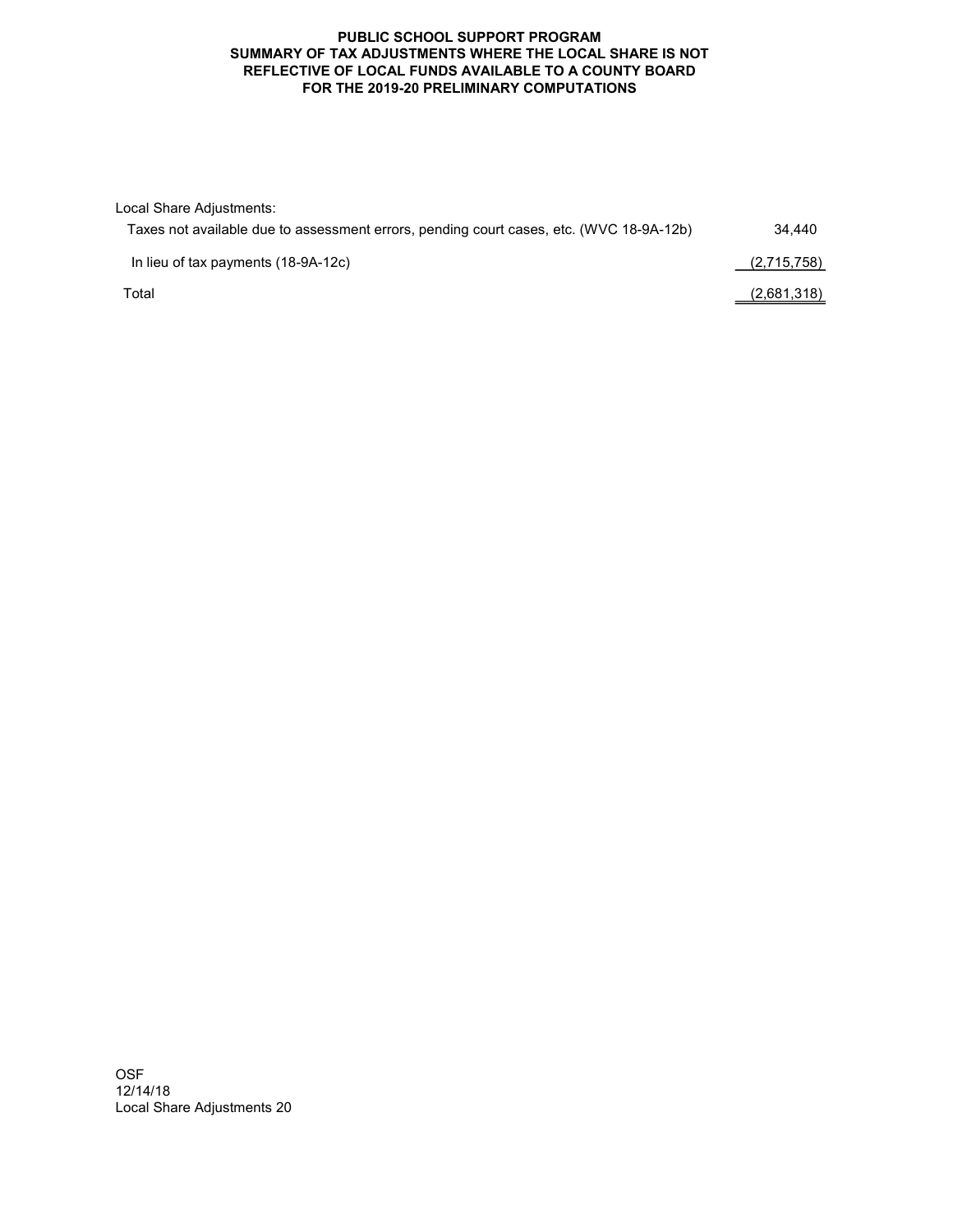# PUBLIC SCHOOL SUPPORT PROGRAM
## SUMMARY OF TAX ADJUSTMENTS WHERE THE LOCAL SHARE IS NOT REFLECTIVE OF LOCAL FUNDS AVAILABLE TO A COUNTY BOARD FOR THE 2019-20 PRELIMINARY COMPUTATIONS

| Local Share Adjustments: | |
|---|---|
| Taxes not available due to assessment errors, pending court cases, etc. (WVC 18-9A-12b) | 34,440 |
| In lieu of tax payments (18-9A-12c) | (2,715,758) |
| Total | (2,681,318) |

OSF
12/14/18
Local Share Adjustments 20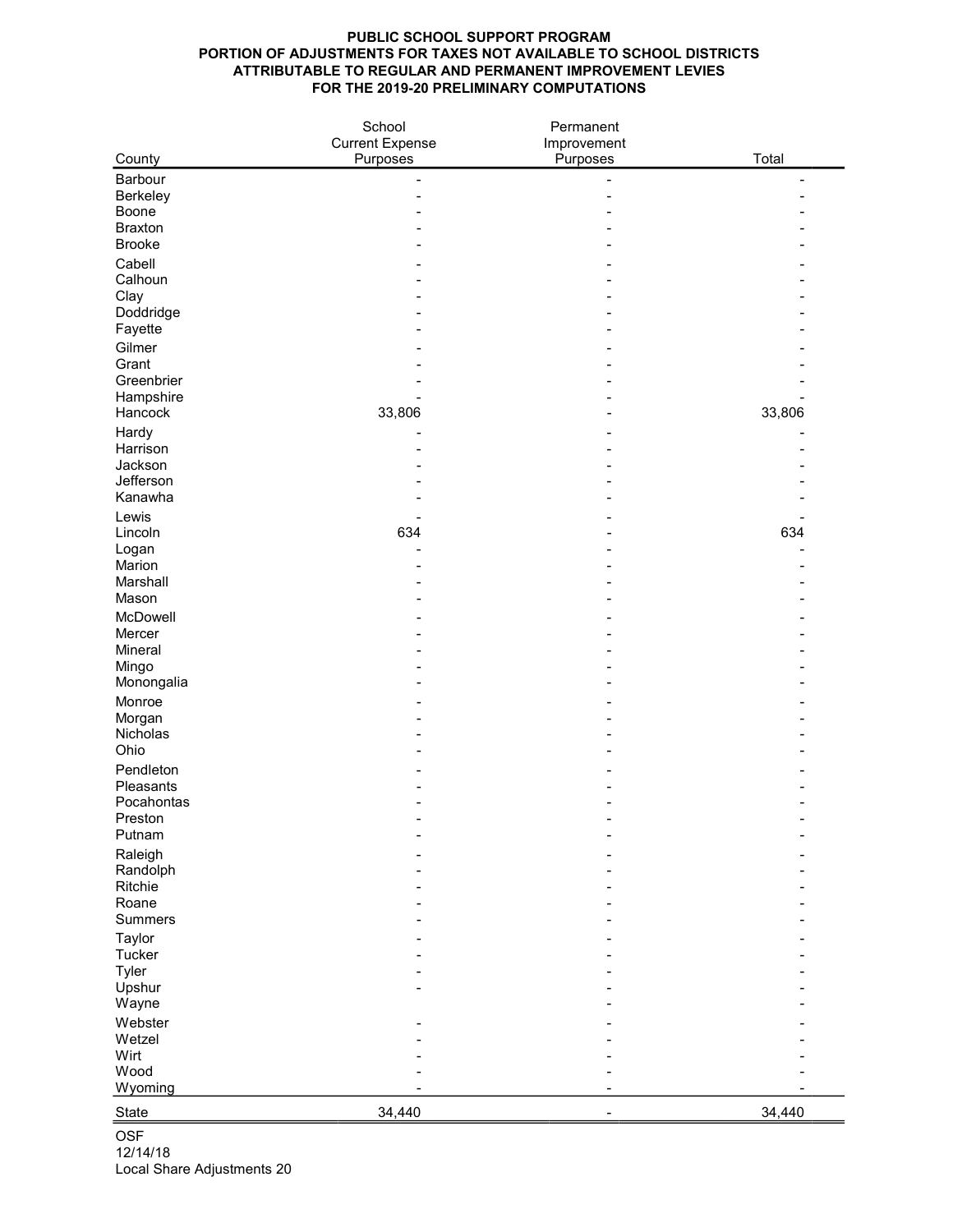**PUBLIC SCHOOL SUPPORT PROGRAM**
**PORTION OF ADJUSTMENTS FOR TAXES NOT AVAILABLE TO SCHOOL DISTRICTS**
**ATTRIBUTABLE TO REGULAR AND PERMANENT IMPROVEMENT LEVIES**
**FOR THE 2019-20 PRELIMINARY COMPUTATIONS**

| County | School Current Expense Purposes | Permanent Improvement Purposes | Total |
|---|---|---|---|
| Barbour | - | - | - |
| Berkeley | - | - | - |
| Boone | - | - | - |
| Braxton | - | - | - |
| Brooke | - | - | - |
| Cabell | - | - | - |
| Calhoun | - | - | - |
| Clay | - | - | - |
| Doddridge | - | - | - |
| Fayette | - | - | - |
| Gilmer | - | - | - |
| Grant | - | - | - |
| Greenbrier | - | - | - |
| Hampshire | - | - | - |
| Hancock | 33,806 | - | 33,806 |
| Hardy | - | - | - |
| Harrison | - | - | - |
| Jackson | - | - | - |
| Jefferson | - | - | - |
| Kanawha | - | - | - |
| Lewis | - | - | - |
| Lincoln | 634 | - | 634 |
| Logan | - | - | - |
| Marion | - | - | - |
| Marshall | - | - | - |
| Mason | - | - | - |
| McDowell | - | - | - |
| Mercer | - | - | - |
| Mineral | - | - | - |
| Mingo | - | - | - |
| Monongalia | - | - | - |
| Monroe | - | - | - |
| Morgan | - | - | - |
| Nicholas | - | - | - |
| Ohio | - | - | - |
| Pendleton | - | - | - |
| Pleasants | - | - | - |
| Pocahontas | - | - | - |
| Preston | - | - | - |
| Putnam | - | - | - |
| Raleigh | - | - | - |
| Randolph | - | - | - |
| Ritchie | - | - | - |
| Roane | - | - | - |
| Summers | - | - | - |
| Taylor | - | - | - |
| Tucker | - | - | - |
| Tyler | - | - | - |
| Upshur | - | - | - |
| Wayne | | - | - |
| Webster | - | - | - |
| Wetzel | - | - | - |
| Wirt | - | - | - |
| Wood | - | - | - |
| Wyoming | - | - | - |
| State | 34,440 | - | 34,440 |

OSF
12/14/18
Local Share Adjustments 20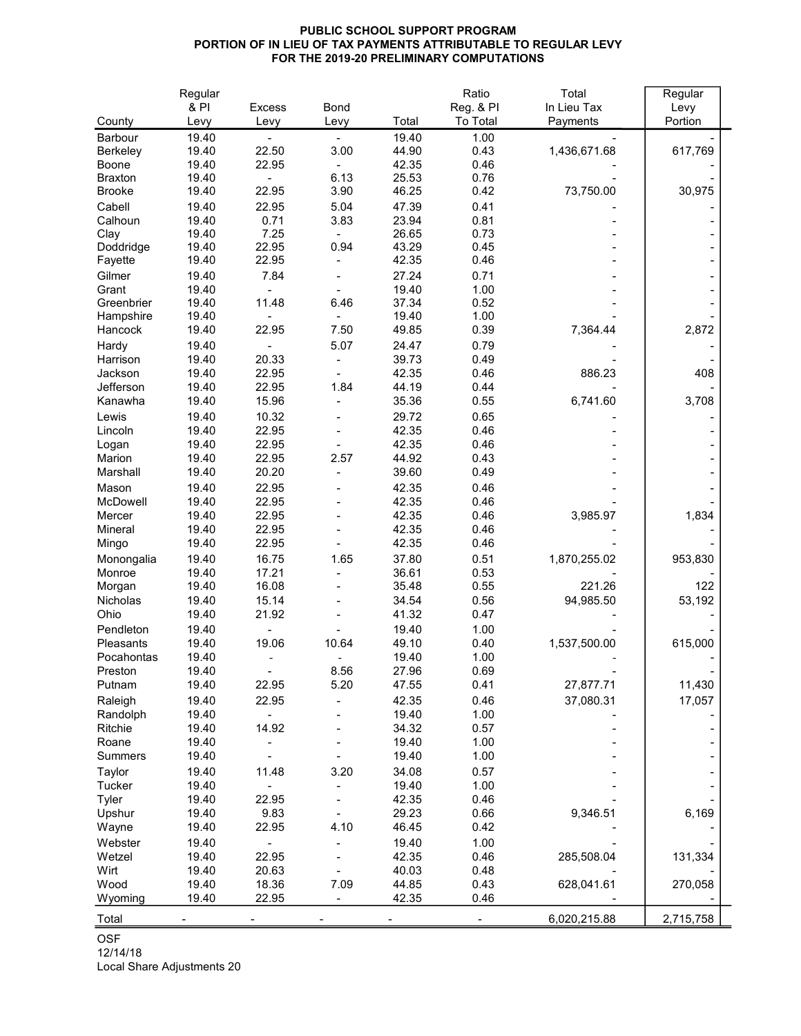# PUBLIC SCHOOL SUPPORT PROGRAM
## PORTION OF IN LIEU OF TAX PAYMENTS ATTRIBUTABLE TO REGULAR LEVY
## FOR THE 2019-20 PRELIMINARY COMPUTATIONS

| County | Regular & PI Levy | Excess Levy | Bond Levy | Total | Ratio Reg. & PI To Total | Total In Lieu Tax Payments | Regular Levy Portion |
|---|---|---|---|---|---|---|---|
| Barbour | 19.40 | - | - | 19.40 | 1.00 | - | - |
| Berkeley | 19.40 | 22.50 | 3.00 | 44.90 | 0.43 | 1,436,671.68 | 617,769 |
| Boone | 19.40 | 22.95 | - | 42.35 | 0.46 | - | - |
| Braxton | 19.40 | - | 6.13 | 25.53 | 0.76 | - | - |
| Brooke | 19.40 | 22.95 | 3.90 | 46.25 | 0.42 | 73,750.00 | 30,975 |
| Cabell | 19.40 | 22.95 | 5.04 | 47.39 | 0.41 | - | - |
| Calhoun | 19.40 | 0.71 | 3.83 | 23.94 | 0.81 | - | - |
| Clay | 19.40 | 7.25 | - | 26.65 | 0.73 | - | - |
| Doddridge | 19.40 | 22.95 | 0.94 | 43.29 | 0.45 | - | - |
| Fayette | 19.40 | 22.95 | - | 42.35 | 0.46 | - | - |
| Gilmer | 19.40 | 7.84 | - | 27.24 | 0.71 | - | - |
| Grant | 19.40 | - | - | 19.40 | 1.00 | - | - |
| Greenbrier | 19.40 | 11.48 | 6.46 | 37.34 | 0.52 | - | - |
| Hampshire | 19.40 | - | - | 19.40 | 1.00 | - | - |
| Hancock | 19.40 | 22.95 | 7.50 | 49.85 | 0.39 | 7,364.44 | 2,872 |
| Hardy | 19.40 | - | 5.07 | 24.47 | 0.79 | - | - |
| Harrison | 19.40 | 20.33 | - | 39.73 | 0.49 | - | - |
| Jackson | 19.40 | 22.95 | - | 42.35 | 0.46 | 886.23 | 408 |
| Jefferson | 19.40 | 22.95 | 1.84 | 44.19 | 0.44 | - | - |
| Kanawha | 19.40 | 15.96 | - | 35.36 | 0.55 | 6,741.60 | 3,708 |
| Lewis | 19.40 | 10.32 | - | 29.72 | 0.65 | - | - |
| Lincoln | 19.40 | 22.95 | - | 42.35 | 0.46 | - | - |
| Logan | 19.40 | 22.95 | - | 42.35 | 0.46 | - | - |
| Marion | 19.40 | 22.95 | 2.57 | 44.92 | 0.43 | - | - |
| Marshall | 19.40 | 20.20 | - | 39.60 | 0.49 | - | - |
| Mason | 19.40 | 22.95 | - | 42.35 | 0.46 | - | - |
| McDowell | 19.40 | 22.95 | - | 42.35 | 0.46 | - | - |
| Mercer | 19.40 | 22.95 | - | 42.35 | 0.46 | 3,985.97 | 1,834 |
| Mineral | 19.40 | 22.95 | - | 42.35 | 0.46 | - | - |
| Mingo | 19.40 | 22.95 | - | 42.35 | 0.46 | - | - |
| Monongalia | 19.40 | 16.75 | 1.65 | 37.80 | 0.51 | 1,870,255.02 | 953,830 |
| Monroe | 19.40 | 17.21 | - | 36.61 | 0.53 | - | - |
| Morgan | 19.40 | 16.08 | - | 35.48 | 0.55 | 221.26 | 122 |
| Nicholas | 19.40 | 15.14 | - | 34.54 | 0.56 | 94,985.50 | 53,192 |
| Ohio | 19.40 | 21.92 | - | 41.32 | 0.47 | - | - |
| Pendleton | 19.40 | - | - | 19.40 | 1.00 | - | - |
| Pleasants | 19.40 | 19.06 | 10.64 | 49.10 | 0.40 | 1,537,500.00 | 615,000 |
| Pocahontas | 19.40 | - | - | 19.40 | 1.00 | - | - |
| Preston | 19.40 | - | 8.56 | 27.96 | 0.69 | - | - |
| Putnam | 19.40 | 22.95 | 5.20 | 47.55 | 0.41 | 27,877.71 | 11,430 |
| Raleigh | 19.40 | 22.95 | - | 42.35 | 0.46 | 37,080.31 | 17,057 |
| Randolph | 19.40 | - | - | 19.40 | 1.00 | - | - |
| Ritchie | 19.40 | 14.92 | - | 34.32 | 0.57 | - | - |
| Roane | 19.40 | - | - | 19.40 | 1.00 | - | - |
| Summers | 19.40 | - | - | 19.40 | 1.00 | - | - |
| Taylor | 19.40 | 11.48 | 3.20 | 34.08 | 0.57 | - | - |
| Tucker | 19.40 | - | - | 19.40 | 1.00 | - | - |
| Tyler | 19.40 | 22.95 | - | 42.35 | 0.46 | - | - |
| Upshur | 19.40 | 9.83 | - | 29.23 | 0.66 | 9,346.51 | 6,169 |
| Wayne | 19.40 | 22.95 | 4.10 | 46.45 | 0.42 | - | - |
| Webster | 19.40 | - | - | 19.40 | 1.00 | - | - |
| Wetzel | 19.40 | 22.95 | - | 42.35 | 0.46 | 285,508.04 | 131,334 |
| Wirt | 19.40 | 20.63 | - | 40.03 | 0.48 | - | - |
| Wood | 19.40 | 18.36 | 7.09 | 44.85 | 0.43 | 628,041.61 | 270,058 |
| Wyoming | 19.40 | 22.95 | - | 42.35 | 0.46 | - | - |
| Total | - | - | - | - | - | 6,020,215.88 | 2,715,758 |

OSF
12/14/18
Local Share Adjustments 20